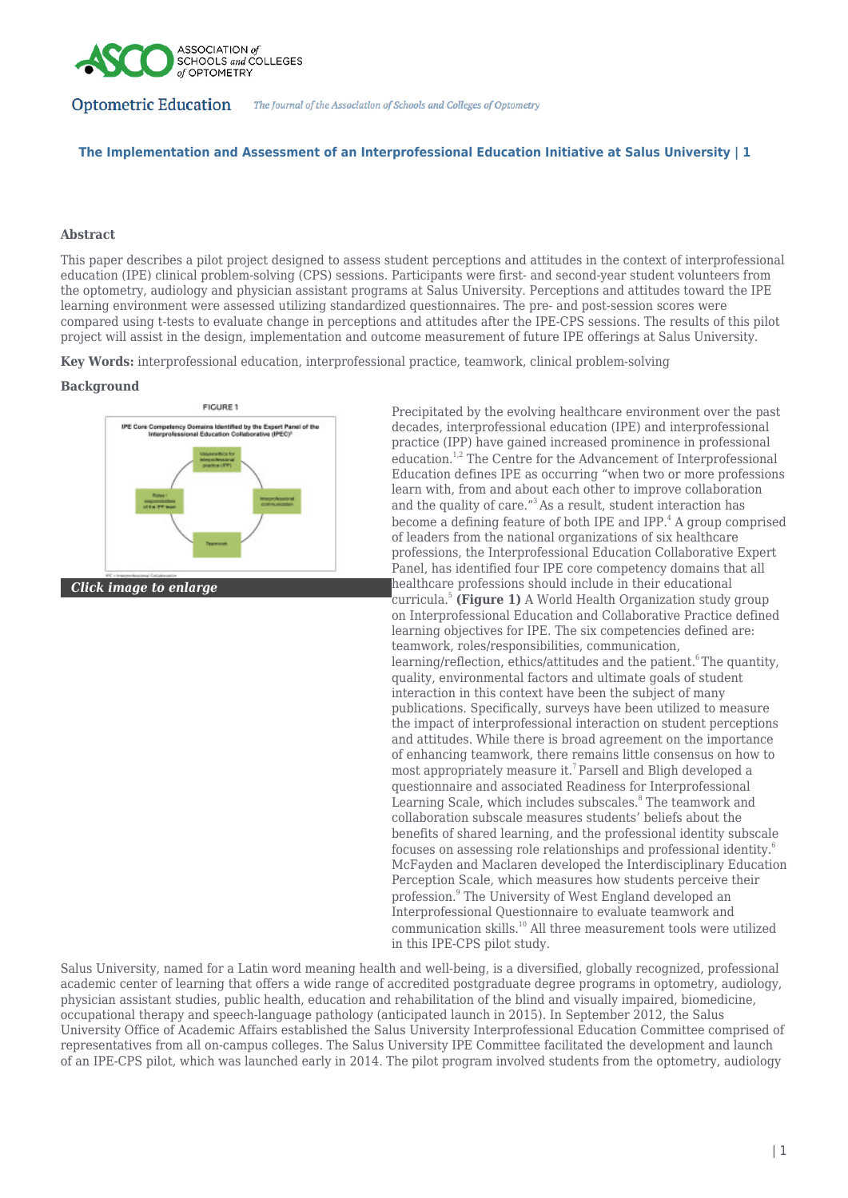# The Implementation and Assessment of an Interprofessional Education Initiative at Salus University

## Abstract

This paper describes a pilot project designed to assess student perceptions and attitudes in the context of interprofessional education (IPE) clinical problem-solving (CPS) sessions. Participants were first- and second-year student volunteers from the optometry, audiology and physician assistant programs at Salus University. Perceptions and attitudes toward the IPE learning environment were assessed utilizing standardized questionnaires. The pre- and post-session scores were compared using t-tests to evaluate change in perceptions and attitudes after the IPE-CPS sessions. The results of this pilot project will assist in the design, implementation and outcome measurement of future IPE offerings at Salus University.

**Key Words:** interprofessional education, interprofessional practice, teamwork, clinical problem-solving

## Background

FIGURE 1

IPE Core Competency Domains Identified by the Expert Panel of the Interprofessional Education Collaborative (IPEC)[5]

*Click image to enlarge*

Precipitated by the evolving healthcare environment over the past decades, interprofessional education (IPE) and interprofessional practice (IPP) have gained increased prominence in professional education.[1,2] The Centre for the Advancement of Interprofessional Education defines IPE as occurring "when two or more professions learn with, from and about each other to improve collaboration and the quality of care."[3] As a result, student interaction has become a defining feature of both IPE and IPP.[4] A group comprised of leaders from the national organizations of six healthcare professions, the Interprofessional Education Collaborative Expert Panel, has identified four IPE core competency domains that all healthcare professions should include in their educational curricula.[5] **(Figure 1)** A World Health Organization study group on Interprofessional Education and Collaborative Practice defined learning objectives for IPE. The six competencies defined are: teamwork, roles/responsibilities, communication, learning/reflection, ethics/attitudes and the patient.[6] The quantity, quality, environmental factors and ultimate goals of student interaction in this context have been the subject of many publications. Specifically, surveys have been utilized to measure the impact of interprofessional interaction on student perceptions and attitudes. While there is broad agreement on the importance of enhancing teamwork, there remains little consensus on how to most appropriately measure it.[7] Parsell and Bligh developed a questionnaire and associated Readiness for Interprofessional Learning Scale, which includes subscales.[8] The teamwork and collaboration subscale measures students' beliefs about the benefits of shared learning, and the professional identity subscale focuses on assessing role relationships and professional identity.[6] McFayden and Maclaren developed the Interdisciplinary Education Perception Scale, which measures how students perceive their profession.[9] The University of West England developed an Interprofessional Questionnaire to evaluate teamwork and communication skills.[10] All three measurement tools were utilized in this IPE-CPS pilot study.

Salus University, named for a Latin word meaning health and well-being, is a diversified, globally recognized, professional academic center of learning that offers a wide range of accredited postgraduate degree programs in optometry, audiology, physician assistant studies, public health, education and rehabilitation of the blind and visually impaired, biomedicine, occupational therapy and speech-language pathology (anticipated launch in 2015). In September 2012, the Salus University Office of Academic Affairs established the Salus University Interprofessional Education Committee comprised of representatives from all on-campus colleges. The Salus University IPE Committee facilitated the development and launch of an IPE-CPS pilot, which was launched early in 2014. The pilot program involved students from the optometry, audiology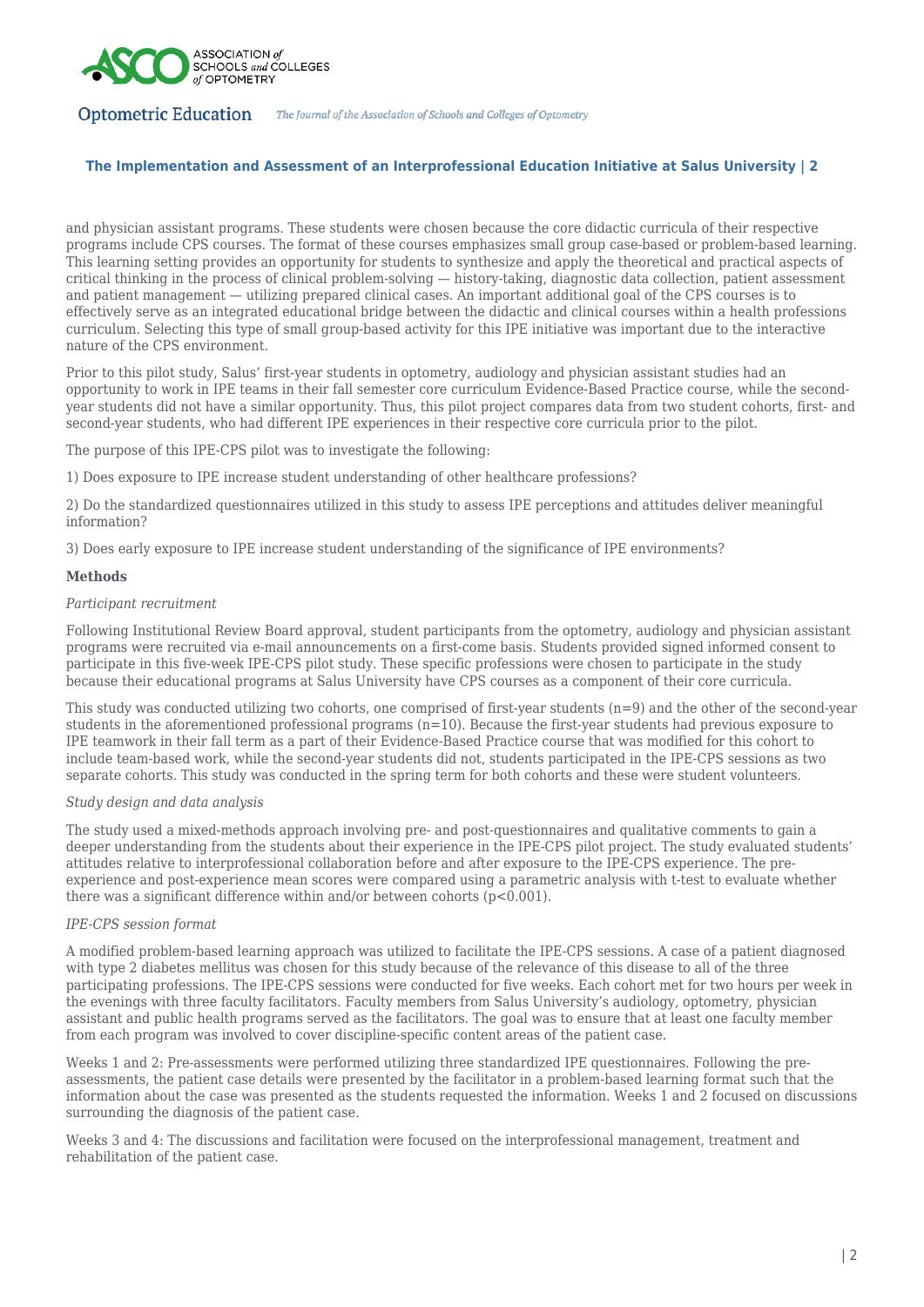and physician assistant programs. These students were chosen because the core didactic curricula of their respective programs include CPS courses. The format of these courses emphasizes small group case-based or problem-based learning. This learning setting provides an opportunity for students to synthesize and apply the theoretical and practical aspects of critical thinking in the process of clinical problem-solving — history-taking, diagnostic data collection, patient assessment and patient management — utilizing prepared clinical cases. An important additional goal of the CPS courses is to effectively serve as an integrated educational bridge between the didactic and clinical courses within a health professions curriculum. Selecting this type of small group-based activity for this IPE initiative was important due to the interactive nature of the CPS environment.

Prior to this pilot study, Salus' first-year students in optometry, audiology and physician assistant studies had an opportunity to work in IPE teams in their fall semester core curriculum Evidence-Based Practice course, while the second-year students did not have a similar opportunity. Thus, this pilot project compares data from two student cohorts, first- and second-year students, who had different IPE experiences in their respective core curricula prior to the pilot.

The purpose of this IPE-CPS pilot was to investigate the following:

1) Does exposure to IPE increase student understanding of other healthcare professions?

2) Do the standardized questionnaires utilized in this study to assess IPE perceptions and attitudes deliver meaningful information?

3) Does early exposure to IPE increase student understanding of the significance of IPE environments?

## Methods

### *Participant recruitment*

Following Institutional Review Board approval, student participants from the optometry, audiology and physician assistant programs were recruited via e-mail announcements on a first-come basis. Students provided signed informed consent to participate in this five-week IPE-CPS pilot study. These specific professions were chosen to participate in the study because their educational programs at Salus University have CPS courses as a component of their core curricula.

This study was conducted utilizing two cohorts, one comprised of first-year students ($n=9$) and the other of the second-year students in the aforementioned professional programs ($n=10$). Because the first-year students had previous exposure to IPE teamwork in their fall term as a part of their Evidence-Based Practice course that was modified for this cohort to include team-based work, while the second-year students did not, students participated in the IPE-CPS sessions as two separate cohorts. This study was conducted in the spring term for both cohorts and these were student volunteers.

### *Study design and data analysis*

The study used a mixed-methods approach involving pre- and post-questionnaires and qualitative comments to gain a deeper understanding from the students about their experience in the IPE-CPS pilot project. The study evaluated students' attitudes relative to interprofessional collaboration before and after exposure to the IPE-CPS experience. The pre-experience and post-experience mean scores were compared using a parametric analysis with t-test to evaluate whether there was a significant difference within and/or between cohorts ($p<0.001$).

### *IPE-CPS session format*

A modified problem-based learning approach was utilized to facilitate the IPE-CPS sessions. A case of a patient diagnosed with type 2 diabetes mellitus was chosen for this study because of the relevance of this disease to all of the three participating professions. The IPE-CPS sessions were conducted for five weeks. Each cohort met for two hours per week in the evenings with three faculty facilitators. Faculty members from Salus University's audiology, optometry, physician assistant and public health programs served as the facilitators. The goal was to ensure that at least one faculty member from each program was involved to cover discipline-specific content areas of the patient case.

Weeks 1 and 2: Pre-assessments were performed utilizing three standardized IPE questionnaires. Following the pre-assessments, the patient case details were presented by the facilitator in a problem-based learning format such that the information about the case was presented as the students requested the information. Weeks 1 and 2 focused on discussions surrounding the diagnosis of the patient case.

Weeks 3 and 4: The discussions and facilitation were focused on the interprofessional management, treatment and rehabilitation of the patient case.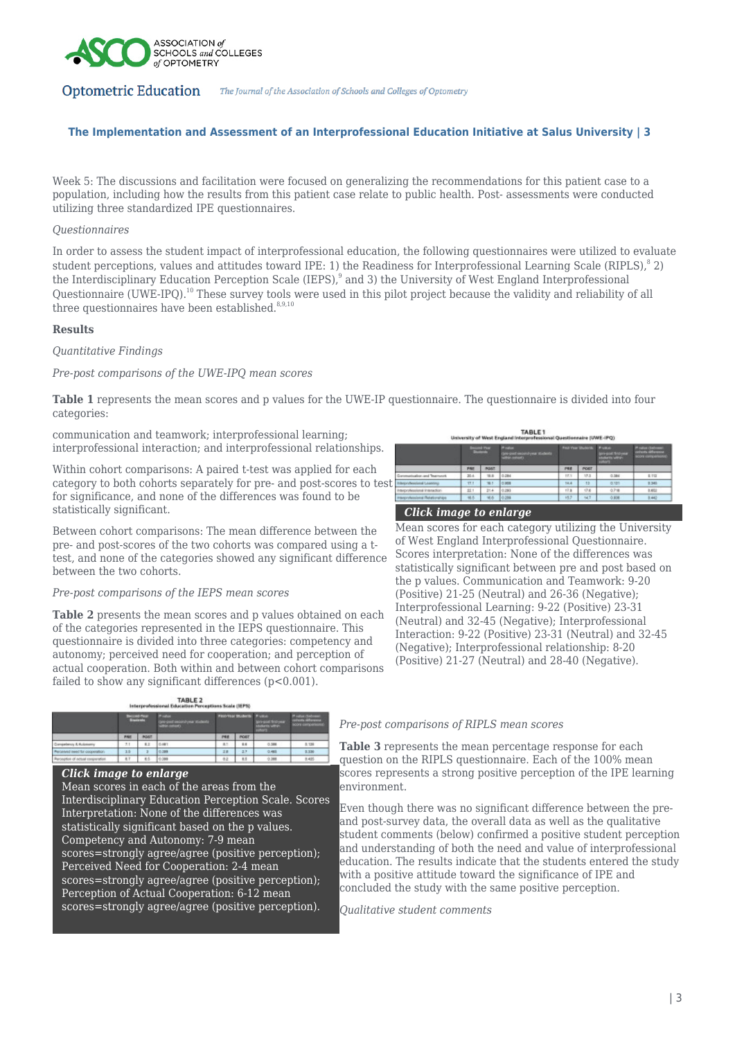Week 5: The discussions and facilitation were focused on generalizing the recommendations for this patient case to a population, including how the results from this patient case relate to public health. Post- assessments were conducted utilizing three standardized IPE questionnaires.

*Questionnaires*

In order to assess the student impact of interprofessional education, the following questionnaires were utilized to evaluate student perceptions, values and attitudes toward IPE: 1) the Readiness for Interprofessional Learning Scale (RIPLS),[8] 2) the Interdisciplinary Education Perception Scale (IEPS),[9] and 3) the University of West England Interprofessional Questionnaire (UWE-IPQ).[10] These survey tools were used in this pilot project because the validity and reliability of all three questionnaires have been established.[8,9,10]

**Results**

*Quantitative Findings*

*Pre-post comparisons of the UWE-IPQ mean scores*

**Table 1** represents the mean scores and p values for the UWE-IP questionnaire. The questionnaire is divided into four categories:

communication and teamwork; interprofessional learning; interprofessional interaction; and interprofessional relationships.

Within cohort comparisons: A paired t-test was applied for each category to both cohorts separately for pre- and post-scores to test for significance, and none of the differences was found to be statistically significant.

Between cohort comparisons: The mean difference between the pre- and post-scores of the two cohorts was compared using a t-test, and none of the categories showed any significant difference between the two cohorts.

**TABLE 1**
**University of West England Interprofessional Questionnaire (UWE-IPQ)**

| | Second-Year Students | | P value (pre-post second-year students within cohort) | First-Year Students | | P value (pre-post first-year students within cohort) | P value (between cohorts difference score comparisons) |
|---|---|---|---|---|---|---|---|
| | PRE | POST | | PRE | POST | | |
| Communication and Teamwork | 20.6 | 18.9 | 0.284 | 17.1 | 17.3 | 0.384 | 0.112 |
| Interprofessional Learning | 17.1 | 16.1 | 0.909 | 14.4 | 13 | 0.121 | 0.345 |
| Interprofessional Interaction | 22.1 | 21.4 | 0.283 | 17.8 | 17.8 | 0.718 | 0.852 |
| Interprofessional Relationships | 16.5 | 16.6 | 0.209 | 15.7 | 14.7 | 0.838 | 0.442 |

*Click image to enlarge*

Mean scores for each category utilizing the University of West England Interprofessional Questionnaire. Scores interpretation: None of the differences was statistically significant between pre and post based on the p values. Communication and Teamwork: 9-20 (Positive) 21-25 (Neutral) and 26-36 (Negative); Interprofessional Learning: 9-22 (Positive) 23-31 (Neutral) and 32-45 (Negative); Interprofessional Interaction: 9-22 (Positive) 23-31 (Neutral) and 32-45 (Negative); Interprofessional relationship: 8-20 (Positive) 21-27 (Neutral) and 28-40 (Negative).

*Pre-post comparisons of the IEPS mean scores*

**Table 2** presents the mean scores and p values obtained on each of the categories represented in the IEPS questionnaire. This questionnaire is divided into three categories: competency and autonomy; perceived need for cooperation; and perception of actual cooperation. Both within and between cohort comparisons failed to show any significant differences (p<0.001).

**TABLE 2**
**Interprofessional Education Perceptions Scale (IEPS)**

| | Second-Year Students | | P value (pre-post second-year students within cohort) | First-Year Students | | P value (pre-post first-year students within cohort) | P value (between cohorts difference score comparisons) |
|---|---|---|---|---|---|---|---|
| | PRE | POST | | PRE | POST | | |
| Competency & Autonomy | 7.1 | 8.2 | 0.461 | 8.1 | 8.6 | 0.384 | 0.139 |
| Perceived need for cooperation | 3.0 | 3 | 0.289 | 2.8 | 2.7 | 0.483 | 0.336 |
| Perception of actual cooperation | 8.7 | 8.5 | 0.399 | 8.2 | 8.5 | 0.388 | 0.425 |

*Click image to enlarge*

Mean scores in each of the areas from the Interdisciplinary Education Perception Scale. Scores Interpretation: None of the differences was statistically significant based on the p values. Competency and Autonomy: 7-9 mean scores=strongly agree/agree (positive perception); Perceived Need for Cooperation: 2-4 mean scores=strongly agree/agree (positive perception); Perception of Actual Cooperation: 6-12 mean scores=strongly agree/agree (positive perception).

*Pre-post comparisons of RIPLS mean scores*

**Table 3** represents the mean percentage response for each question on the RIPLS questionnaire. Each of the 100% mean scores represents a strong positive perception of the IPE learning environment.

Even though there was no significant difference between the pre- and post-survey data, the overall data as well as the qualitative student comments (below) confirmed a positive student perception and understanding of both the need and value of interprofessional education. The results indicate that the students entered the study with a positive attitude toward the significance of IPE and concluded the study with the same positive perception.

*Qualitative student comments*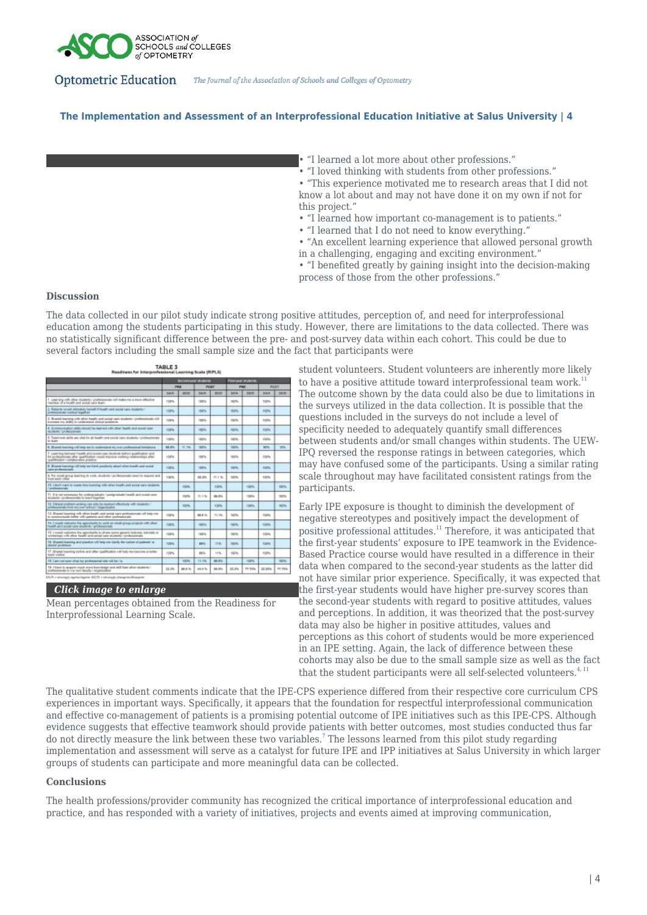- "I learned a lot more about other professions."
- "I loved thinking with students from other professions."
- "This experience motivated me to research areas that I did not know a lot about and may not have done it on my own if not for this project."
- "I learned how important co-management is to patients."
- "I learned that I do not need to know everything."
- "An excellent learning experience that allowed personal growth in a challenging, engaging and exciting environment."
- "I benefited greatly by gaining insight into the decision-making process of those from the other professions."

### Discussion

The data collected in our pilot study indicate strong positive attitudes, perception of, and need for interprofessional education among the students participating in this study. However, there are limitations to the data collected. There was no statistically significant difference between the pre- and post-survey data within each cohort. This could be due to several factors including the small sample size and the fact that participants were student volunteers. Student volunteers are inherently more likely to have a positive attitude toward interprofessional team work.[11] The outcome shown by the data could also be due to limitations in the surveys utilized in the data collection. It is possible that the questions included in the surveys do not include a level of specificity needed to adequately quantify small differences between students and/or small changes within students. The UEW-IPQ reversed the response ratings in between categories, which may have confused some of the participants. Using a similar rating scale throughout may have facilitated consistent ratings from the participants.

**TABLE 3**
**Readiness for Interprofessional Learning Scale (RIPLS)**

*Click image to enlarge*

Mean percentages obtained from the Readiness for Interprofessional Learning Scale.

Early IPE exposure is thought to diminish the development of negative stereotypes and positively impact the development of positive professional attitudes.[11] Therefore, it was anticipated that the first-year students' exposure to IPE teamwork in the Evidence-Based Practice course would have resulted in a difference in their data when compared to the second-year students as the latter did not have similar prior experience. Specifically, it was expected that the first-year students would have higher pre-survey scores than the second-year students with regard to positive attitudes, values and perceptions. In addition, it was theorized that the post-survey data may also be higher in positive attitudes, values and perceptions as this cohort of students would be more experienced in an IPE setting. Again, the lack of difference between these cohorts may also be due to the small sample size as well as the fact that the student participants were all self-selected volunteers.[4, 11]

The qualitative student comments indicate that the IPE-CPS experience differed from their respective core curriculum CPS experiences in important ways. Specifically, it appears that the foundation for respectful interprofessional communication and effective co-management of patients is a promising potential outcome of IPE initiatives such as this IPE-CPS. Although evidence suggests that effective teamwork should provide patients with better outcomes, most studies conducted thus far do not directly measure the link between these two variables.[7] The lessons learned from this pilot study regarding implementation and assessment will serve as a catalyst for future IPE and IPP initiatives at Salus University in which larger groups of students can participate and more meaningful data can be collected.

### Conclusions

The health professions/provider community has recognized the critical importance of interprofessional education and practice, and has responded with a variety of initiatives, projects and events aimed at improving communication,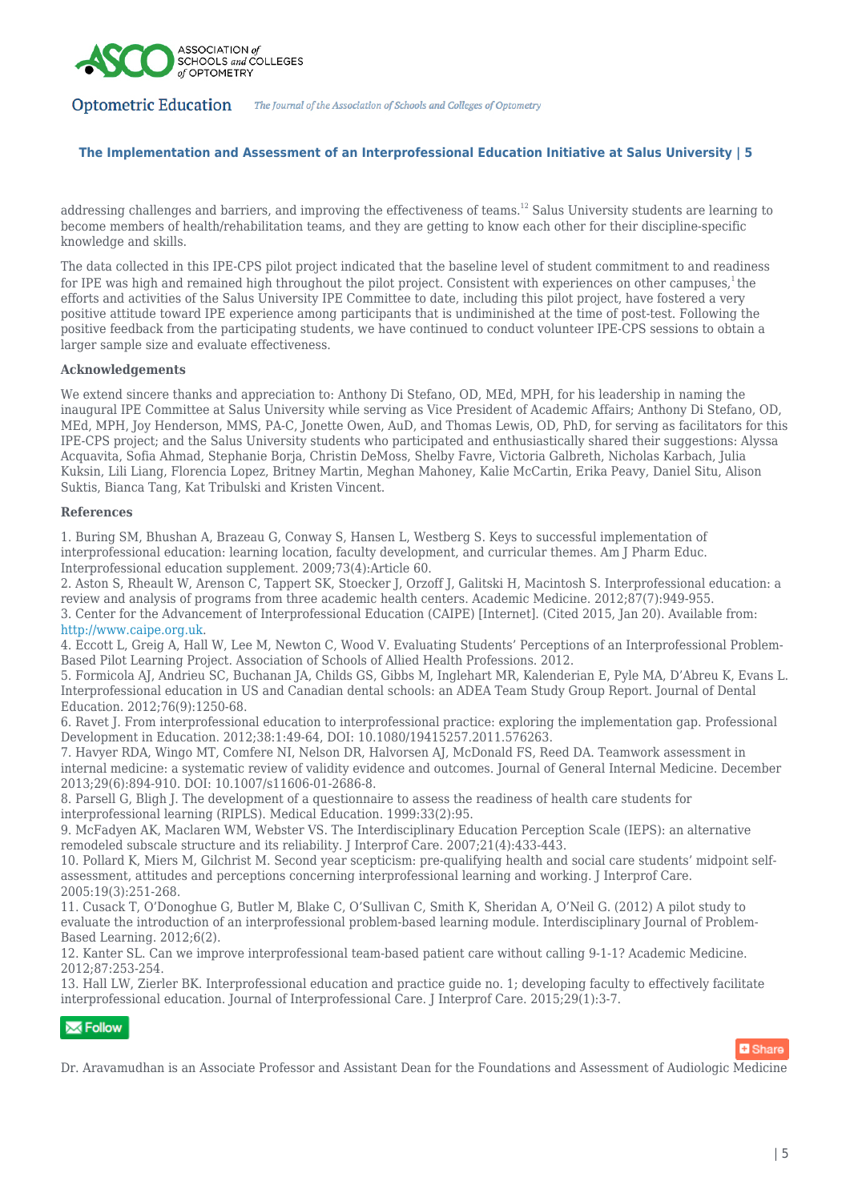addressing challenges and barriers, and improving the effectiveness of teams.[12] Salus University students are learning to become members of health/rehabilitation teams, and they are getting to know each other for their discipline-specific knowledge and skills.

The data collected in this IPE-CPS pilot project indicated that the baseline level of student commitment to and readiness for IPE was high and remained high throughout the pilot project. Consistent with experiences on other campuses,[1] the efforts and activities of the Salus University IPE Committee to date, including this pilot project, have fostered a very positive attitude toward IPE experience among participants that is undiminished at the time of post-test. Following the positive feedback from the participating students, we have continued to conduct volunteer IPE-CPS sessions to obtain a larger sample size and evaluate effectiveness.

### Acknowledgements

We extend sincere thanks and appreciation to: Anthony Di Stefano, OD, MEd, MPH, for his leadership in naming the inaugural IPE Committee at Salus University while serving as Vice President of Academic Affairs; Anthony Di Stefano, OD, MEd, MPH, Joy Henderson, MMS, PA-C, Jonette Owen, AuD, and Thomas Lewis, OD, PhD, for serving as facilitators for this IPE-CPS project; and the Salus University students who participated and enthusiastically shared their suggestions: Alyssa Acquavita, Sofia Ahmad, Stephanie Borja, Christin DeMoss, Shelby Favre, Victoria Galbreth, Nicholas Karbach, Julia Kuksin, Lili Liang, Florencia Lopez, Britney Martin, Meghan Mahoney, Kalie McCartin, Erika Peavy, Daniel Situ, Alison Suktis, Bianca Tang, Kat Tribulski and Kristen Vincent.

### References

1. Buring SM, Bhushan A, Brazeau G, Conway S, Hansen L, Westberg S. Keys to successful implementation of interprofessional education: learning location, faculty development, and curricular themes. Am J Pharm Educ. Interprofessional education supplement. 2009;73(4):Article 60.
2. Aston S, Rheault W, Arenson C, Tappert SK, Stoecker J, Orzoff J, Galitski H, Macintosh S. Interprofessional education: a review and analysis of programs from three academic health centers. Academic Medicine. 2012;87(7):949-955.
3. Center for the Advancement of Interprofessional Education (CAIPE) [Internet]. (Cited 2015, Jan 20). Available from: http://www.caipe.org.uk.
4. Eccott L, Greig A, Hall W, Lee M, Newton C, Wood V. Evaluating Students' Perceptions of an Interprofessional Problem-Based Pilot Learning Project. Association of Schools of Allied Health Professions. 2012.
5. Formicola AJ, Andrieu SC, Buchanan JA, Childs GS, Gibbs M, Inglehart MR, Kalenderian E, Pyle MA, D'Abreu K, Evans L. Interprofessional education in US and Canadian dental schools: an ADEA Team Study Group Report. Journal of Dental Education. 2012;76(9):1250-68.
6. Ravet J. From interprofessional education to interprofessional practice: exploring the implementation gap. Professional Development in Education. 2012;38:1:49-64, DOI: 10.1080/19415257.2011.576263.
7. Havyer RDA, Wingo MT, Comfere NI, Nelson DR, Halvorsen AJ, McDonald FS, Reed DA. Teamwork assessment in internal medicine: a systematic review of validity evidence and outcomes. Journal of General Internal Medicine. December 2013;29(6):894-910. DOI: 10.1007/s11606-01-2686-8.
8. Parsell G, Bligh J. The development of a questionnaire to assess the readiness of health care students for interprofessional learning (RIPLS). Medical Education. 1999:33(2):95.
9. McFadyen AK, Maclaren WM, Webster VS. The Interdisciplinary Education Perception Scale (IEPS): an alternative remodeled subscale structure and its reliability. J Interprof Care. 2007;21(4):433-443.
10. Pollard K, Miers M, Gilchrist M. Second year scepticism: pre-qualifying health and social care students' midpoint self-assessment, attitudes and perceptions concerning interprofessional learning and working. J Interprof Care. 2005:19(3):251-268.
11. Cusack T, O'Donoghue G, Butler M, Blake C, O'Sullivan C, Smith K, Sheridan A, O'Neil G. (2012) A pilot study to evaluate the introduction of an interprofessional problem-based learning module. Interdisciplinary Journal of Problem-Based Learning. 2012;6(2).
12. Kanter SL. Can we improve interprofessional team-based patient care without calling 9-1-1? Academic Medicine. 2012;87:253-254.
13. Hall LW, Zierler BK. Interprofessional education and practice guide no. 1; developing faculty to effectively facilitate interprofessional education. Journal of Interprofessional Care. J Interprof Care. 2015;29(1):3-7.

Dr. Aravamudhan is an Associate Professor and Assistant Dean for the Foundations and Assessment of Audiologic Medicine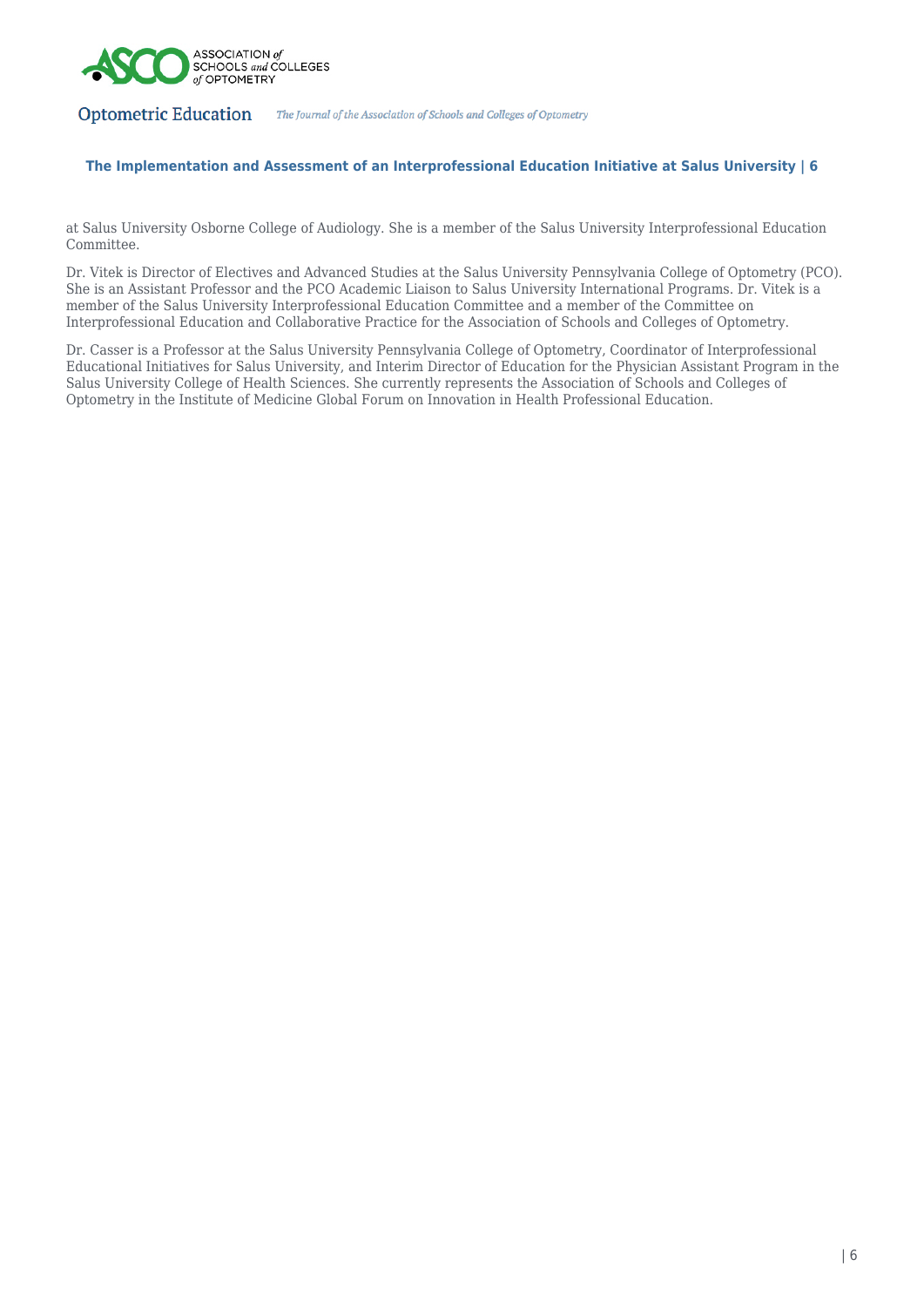at Salus University Osborne College of Audiology. She is a member of the Salus University Interprofessional Education Committee.

Dr. Vitek is Director of Electives and Advanced Studies at the Salus University Pennsylvania College of Optometry (PCO). She is an Assistant Professor and the PCO Academic Liaison to Salus University International Programs. Dr. Vitek is a member of the Salus University Interprofessional Education Committee and a member of the Committee on Interprofessional Education and Collaborative Practice for the Association of Schools and Colleges of Optometry.

Dr. Casser is a Professor at the Salus University Pennsylvania College of Optometry, Coordinator of Interprofessional Educational Initiatives for Salus University, and Interim Director of Education for the Physician Assistant Program in the Salus University College of Health Sciences. She currently represents the Association of Schools and Colleges of Optometry in the Institute of Medicine Global Forum on Innovation in Health Professional Education.